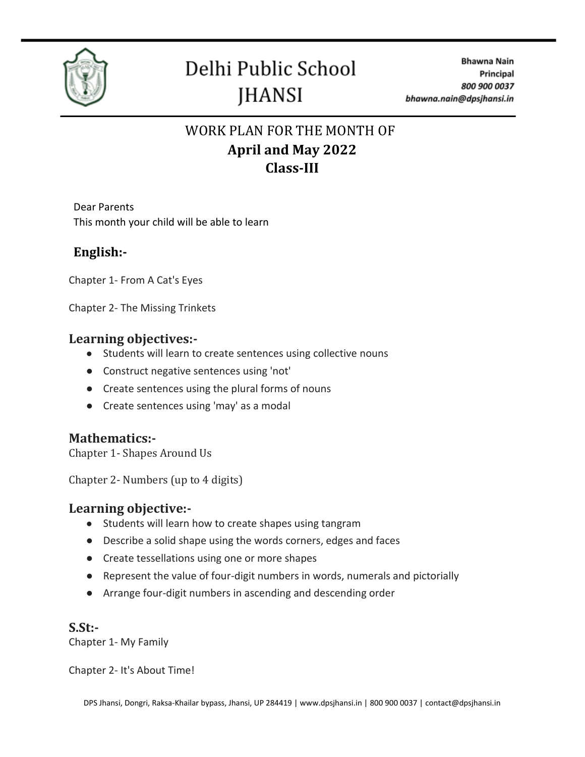# Delhi Public School JHANSI

Bhawna Nain
Principal
800 900 0037
bhawna.nain@dpsjhansi.in

## WORK PLAN FOR THE MONTH OF
## **April and May 2022**
## **Class-III**

Dear Parents
This month your child will be able to learn

### English:-

Chapter 1- From A Cat's Eyes

Chapter 2- The Missing Trinkets

### Learning objectives:-

- Students will learn to create sentences using collective nouns
- Construct negative sentences using 'not'
- Create sentences using the plural forms of nouns
- Create sentences using 'may' as a modal

### Mathematics:-

Chapter 1- Shapes Around Us

Chapter 2- Numbers (up to 4 digits)

### Learning objective:-

- Students will learn how to create shapes using tangram
- Describe a solid shape using the words corners, edges and faces
- Create tessellations using one or more shapes
- Represent the value of four-digit numbers in words, numerals and pictorially
- Arrange four-digit numbers in ascending and descending order

### S.St:-

Chapter 1- My Family

Chapter 2- It's About Time!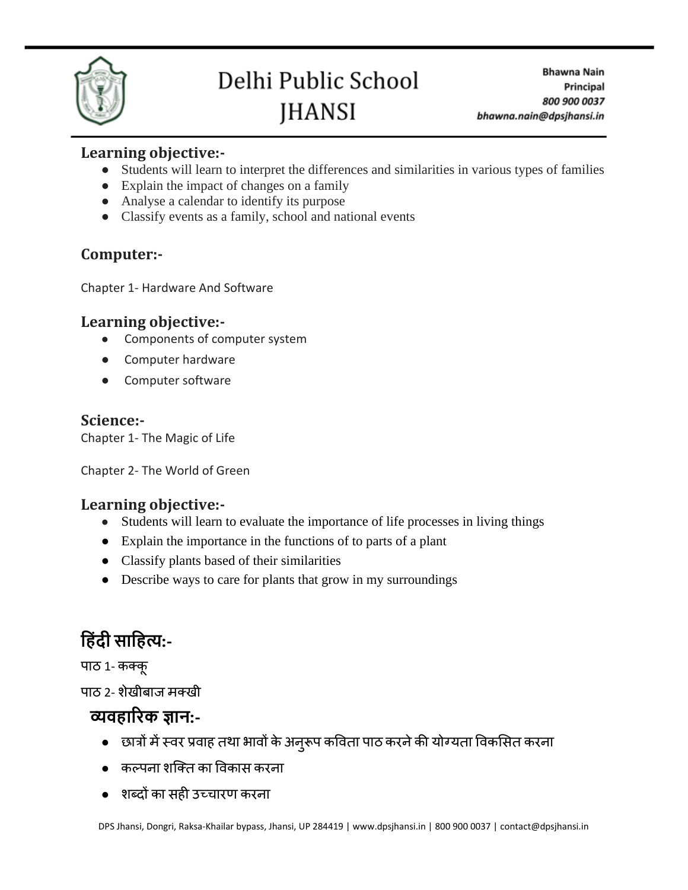### Learning objective:-

- Students will learn to interpret the differences and similarities in various types of families
- Explain the impact of changes on a family
- Analyse a calendar to identify its purpose
- Classify events as a family, school and national events

### Computer:-

Chapter 1- Hardware And Software

### Learning objective:-

- Components of computer system
- Computer hardware
- Computer software

### Science:-

Chapter 1- The Magic of Life

Chapter 2- The World of Green

### Learning objective:-

- Students will learn to evaluate the importance of life processes in living things
- Explain the importance in the functions of to parts of a plant
- Classify plants based of their similarities
- Describe ways to care for plants that grow in my surroundings

### हिंदी साहित्य:-

पाठ 1- कक्कू

पाठ 2- शेखीबाज मक्खी

### व्यवहारिक ज्ञान:-

- छात्रों में स्वर प्रवाह तथा भावों के अनुरूप कविता पाठ करने की योग्यता विकसित करना
- कल्पना शक्ति का विकास करना
- शब्दों का सही उच्चारण करना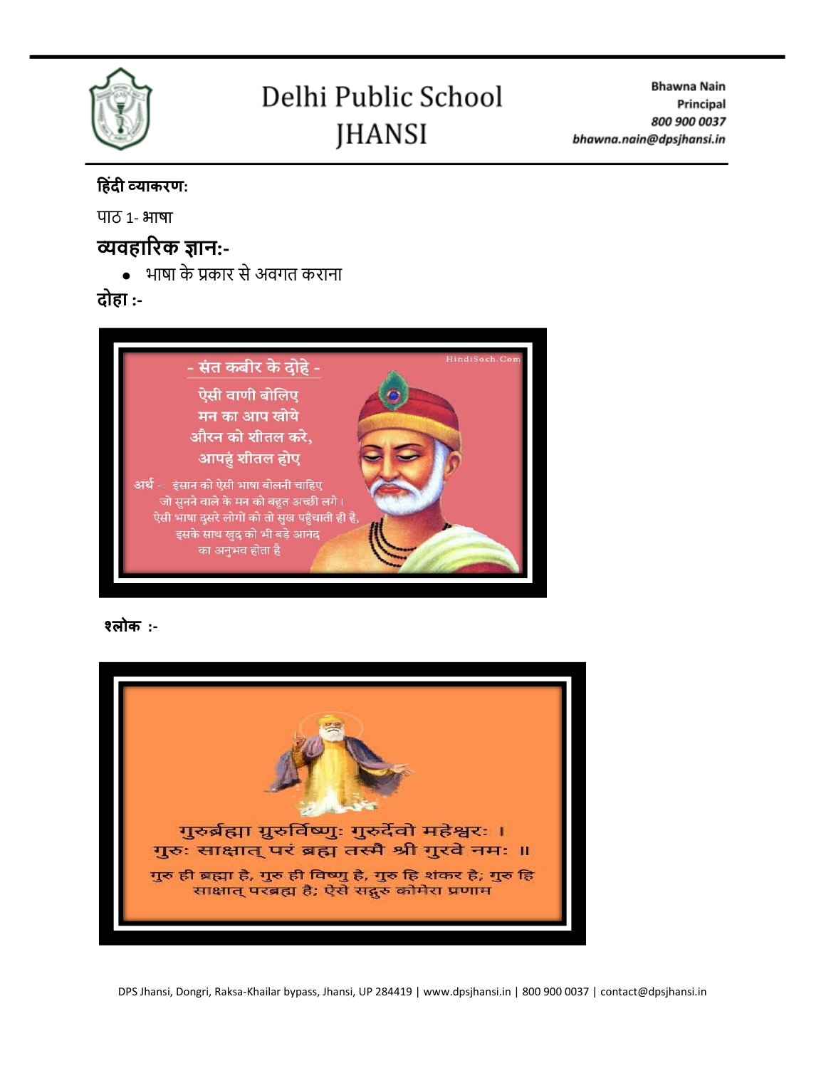**हिंदी व्याकरण:**

पाठ 1- भाषा

## व्यवहारिक ज्ञान:-

- भाषा के प्रकार से अवगत कराना

**दोहा :-**

- संत कबीर के दोहे -

ऐसी वाणी बोलिए
मन का आप खोये
औरन को शीतल करे,
आपहुं शीतल होए

अर्थ - इंसान को ऐसी भाषा बोलनी चाहिए
जो सुनने वाले के मन को बहुत अच्छी लगे।
ऐसी भाषा दूसरे लोगों को तो सुख पहुँचाती ही है,
इसके साथ खुद को भी बड़े आनंद
का अनुभव होता है

**श्लोक :-**

गुरुर्ब्रह्मा गुरुर्विष्णुः गुरुर्देवो महेश्वरः ।
गुरुः साक्षात् परं ब्रह्म तस्मै श्री गुरवे नमः ॥

गुरु ही ब्रह्मा है, गुरु ही विष्णु है, गुरु हि शंकर है; गुरु हि साक्षात् परब्रह्म है; ऐसे सद्गुरु कोमेरा प्रणाम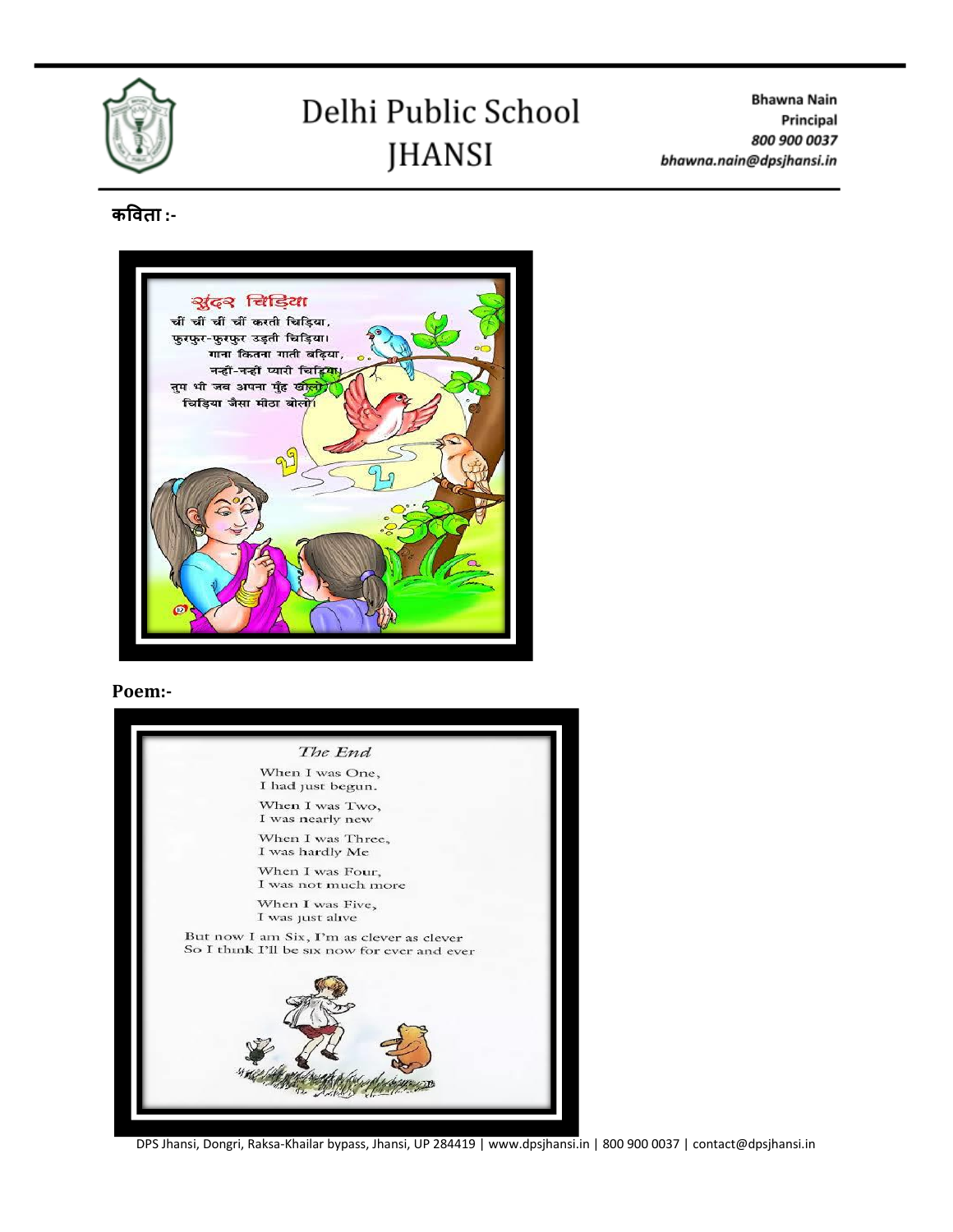**कविता :-**

## सुंदर चिड़िया

चीं चीं चीं चीं करती चिड़िया,
फुरफुर-फुरफुर उड़ती चिड़िया।
गाना कितना गाती बढ़िया,
नन्हीं-नन्हीं प्यारी चिड़िया।
तुम भी जब अपना मुँह खोलो,
चिड़िया जैसा मीठा बोलो।

**Poem:-**

## *The End*

When I was One,
I had just begun.

When I was Two,
I was nearly new

When I was Three,
I was hardly Me

When I was Four,
I was not much more

When I was Five,
I was just alive

But now I am Six, I'm as clever as clever
So I think I'll be six now for ever and ever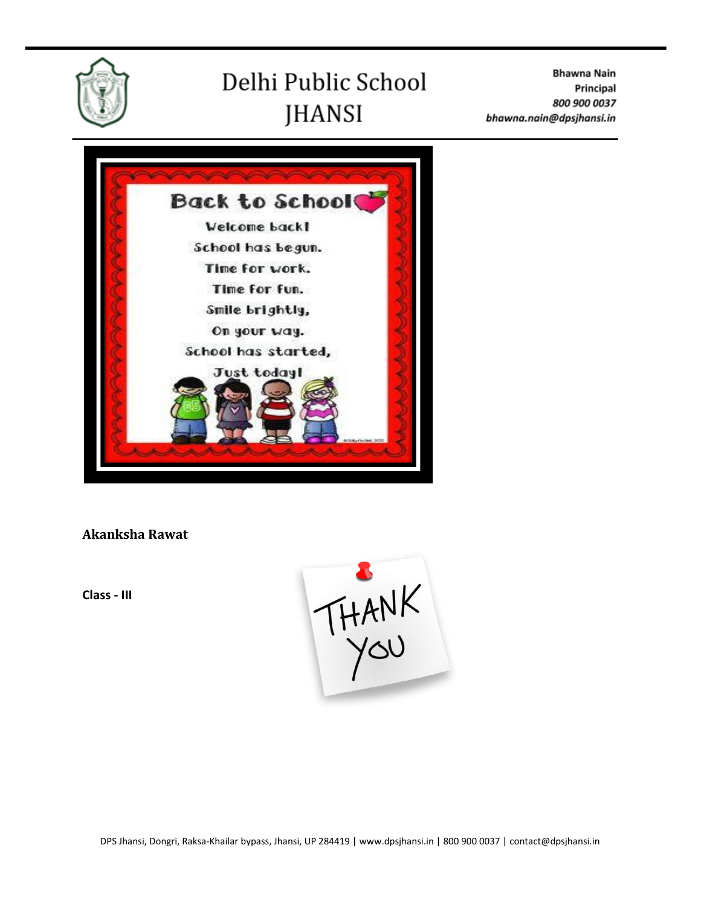## Back to School

Welcome back!

School has begun.

Time for work.

Time for fun.

Smile brightly,

On your way.

School has started,

Just today!

**Akanksha Rawat**

**Class - III**

THANK YOU